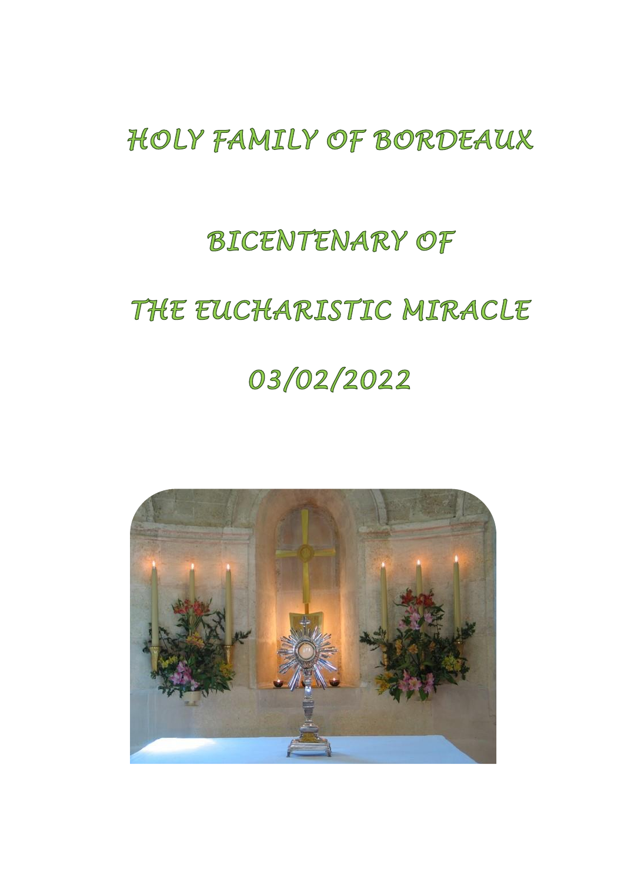# HOLY FAMILY OF BORDEAUX

## BICENTENARY OF

## THE EUCHARISTIC MIRACLE

## 03/02/2022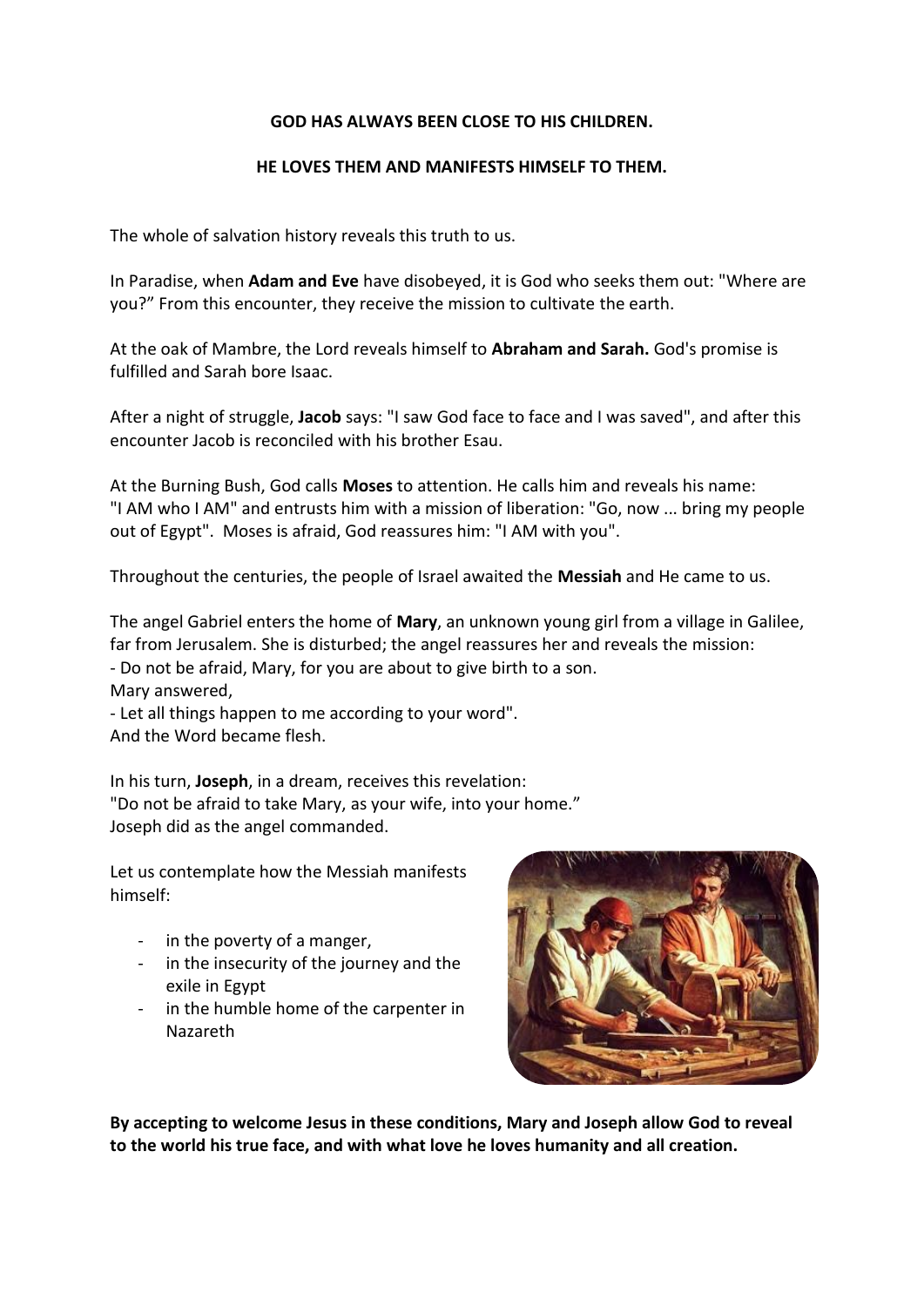**GOD HAS ALWAYS BEEN CLOSE TO HIS CHILDREN.**

**HE LOVES THEM AND MANIFESTS HIMSELF TO THEM.**

The whole of salvation history reveals this truth to us.

In Paradise, when **Adam and Eve** have disobeyed, it is God who seeks them out: "Where are you?" From this encounter, they receive the mission to cultivate the earth.

At the oak of Mambre, the Lord reveals himself to **Abraham and Sarah.** God's promise is fulfilled and Sarah bore Isaac.

After a night of struggle, **Jacob** says: "I saw God face to face and I was saved", and after this encounter Jacob is reconciled with his brother Esau.

At the Burning Bush, God calls **Moses** to attention. He calls him and reveals his name: "I AM who I AM" and entrusts him with a mission of liberation: "Go, now ... bring my people out of Egypt". Moses is afraid, God reassures him: "I AM with you".

Throughout the centuries, the people of Israel awaited the **Messiah** and He came to us.

The angel Gabriel enters the home of **Mary**, an unknown young girl from a village in Galilee, far from Jerusalem. She is disturbed; the angel reassures her and reveals the mission:
- Do not be afraid, Mary, for you are about to give birth to a son.
Mary answered,
- Let all things happen to me according to your word".
And the Word became flesh.

In his turn, **Joseph**, in a dream, receives this revelation:
"Do not be afraid to take Mary, as your wife, into your home."
Joseph did as the angel commanded.

Let us contemplate how the Messiah manifests himself:

- in the poverty of a manger,
- in the insecurity of the journey and the exile in Egypt
- in the humble home of the carpenter in Nazareth

**By accepting to welcome Jesus in these conditions, Mary and Joseph allow God to reveal to the world his true face, and with what love he loves humanity and all creation.**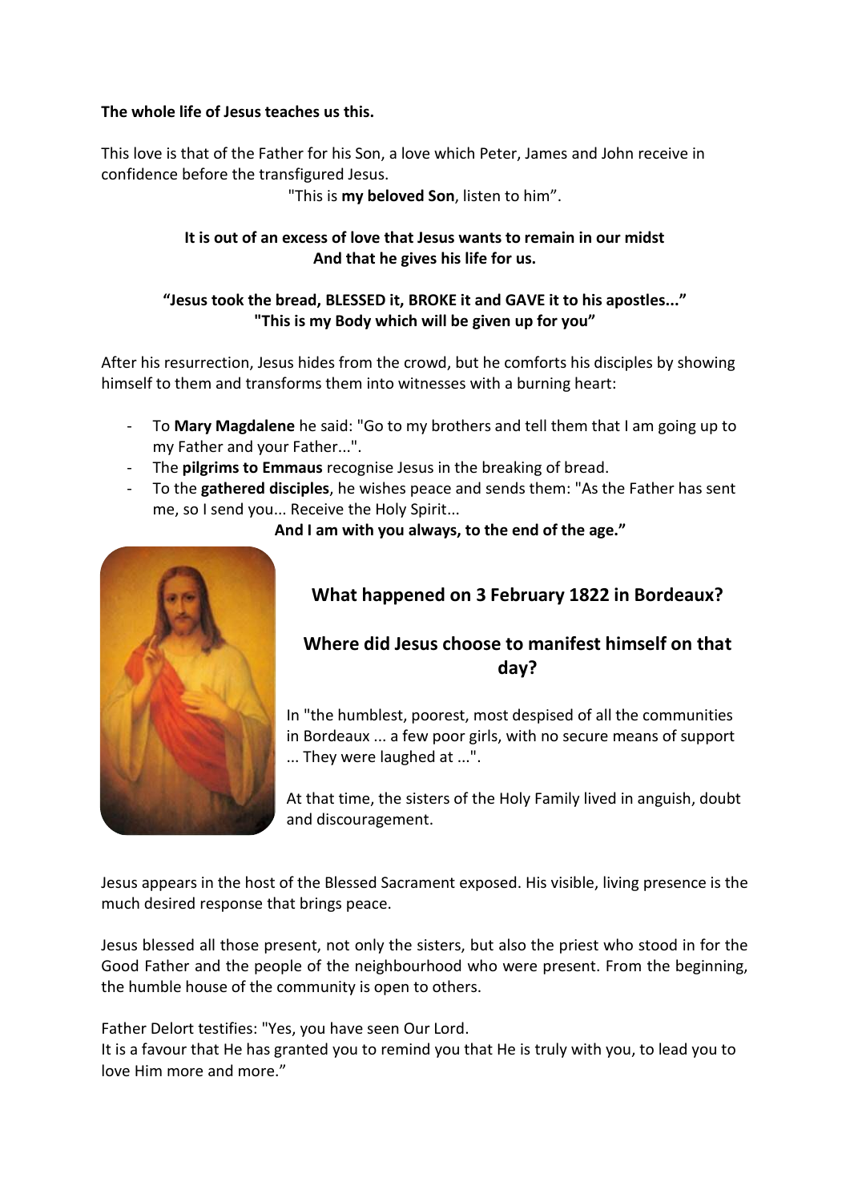**The whole life of Jesus teaches us this.**

This love is that of the Father for his Son, a love which Peter, James and John receive in confidence before the transfigured Jesus.

"This is **my beloved Son**, listen to him".

**It is out of an excess of love that Jesus wants to remain in our midst**
**And that he gives his life for us.**

**"Jesus took the bread, BLESSED it, BROKE it and GAVE it to his apostles..."**
**"This is my Body which will be given up for you"**

After his resurrection, Jesus hides from the crowd, but he comforts his disciples by showing himself to them and transforms them into witnesses with a burning heart:

- To **Mary Magdalene** he said: "Go to my brothers and tell them that I am going up to my Father and your Father...".
- The **pilgrims to Emmaus** recognise Jesus in the breaking of bread.
- To the **gathered disciples**, he wishes peace and sends them: "As the Father has sent me, so I send you... Receive the Holy Spirit...

**And I am with you always, to the end of the age."**

## What happened on 3 February 1822 in Bordeaux?

## Where did Jesus choose to manifest himself on that day?

In "the humblest, poorest, most despised of all the communities in Bordeaux ... a few poor girls, with no secure means of support ... They were laughed at ...".

At that time, the sisters of the Holy Family lived in anguish, doubt and discouragement.

Jesus appears in the host of the Blessed Sacrament exposed. His visible, living presence is the much desired response that brings peace.

Jesus blessed all those present, not only the sisters, but also the priest who stood in for the Good Father and the people of the neighbourhood who were present. From the beginning, the humble house of the community is open to others.

Father Delort testifies: "Yes, you have seen Our Lord.
It is a favour that He has granted you to remind you that He is truly with you, to lead you to love Him more and more."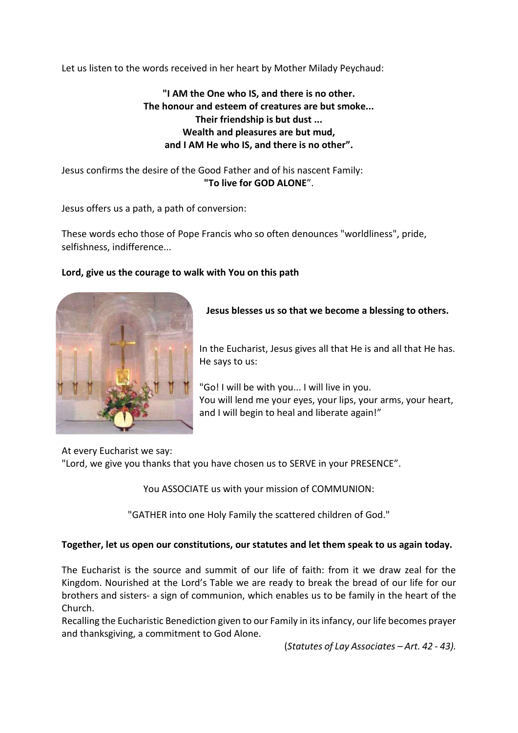Let us listen to the words received in her heart by Mother Milady Peychaud:

**"I AM the One who IS, and there is no other.**
**The honour and esteem of creatures are but smoke...**
**Their friendship is but dust ...**
**Wealth and pleasures are but mud,**
**and I AM He who IS, and there is no other".**

Jesus confirms the desire of the Good Father and of his nascent Family:
**"To live for GOD ALONE**".

Jesus offers us a path, a path of conversion:

These words echo those of Pope Francis who so often denounces "worldliness", pride, selfishness, indifference...

**Lord, give us the courage to walk with You on this path**

**Jesus blesses us so that we become a blessing to others.**

In the Eucharist, Jesus gives all that He is and all that He has. He says to us:

"Go! I will be with you... I will live in you.
You will lend me your eyes, your lips, your arms, your heart, and I will begin to heal and liberate again!"

At every Eucharist we say:
"Lord, we give you thanks that you have chosen us to SERVE in your PRESENCE".

You ASSOCIATE us with your mission of COMMUNION:

"GATHER into one Holy Family the scattered children of God."

**Together, let us open our constitutions, our statutes and let them speak to us again today.**

The Eucharist is the source and summit of our life of faith: from it we draw zeal for the Kingdom. Nourished at the Lord's Table we are ready to break the bread of our life for our brothers and sisters- a sign of communion, which enables us to be family in the heart of the Church.
Recalling the Eucharistic Benediction given to our Family in its infancy, our life becomes prayer and thanksgiving, a commitment to God Alone.

(*Statutes of Lay Associates – Art. 42 - 43).*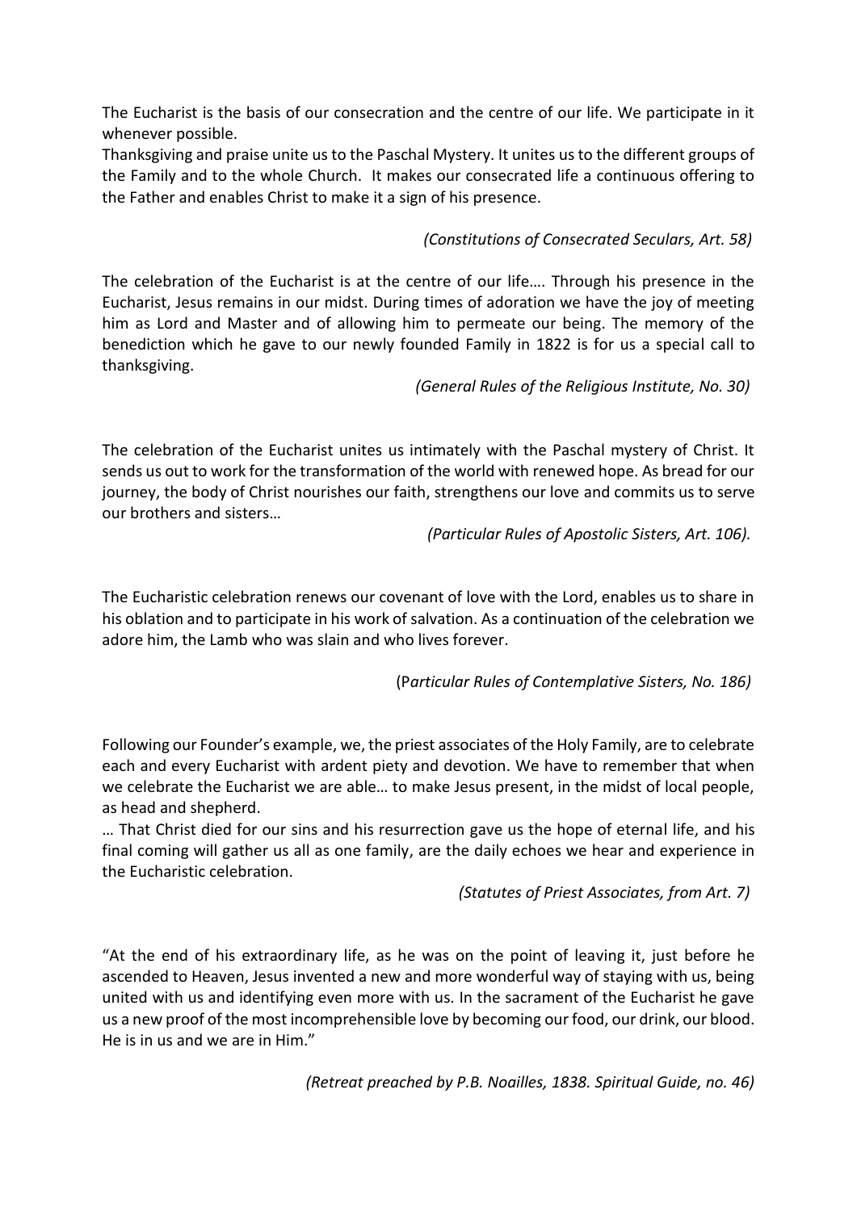The Eucharist is the basis of our consecration and the centre of our life. We participate in it whenever possible.
Thanksgiving and praise unite us to the Paschal Mystery. It unites us to the different groups of the Family and to the whole Church. It makes our consecrated life a continuous offering to the Father and enables Christ to make it a sign of his presence.

*(Constitutions of Consecrated Seculars, Art. 58)*

The celebration of the Eucharist is at the centre of our life…. Through his presence in the Eucharist, Jesus remains in our midst. During times of adoration we have the joy of meeting him as Lord and Master and of allowing him to permeate our being. The memory of the benediction which he gave to our newly founded Family in 1822 is for us a special call to thanksgiving.

*(General Rules of the Religious Institute, No. 30)*

The celebration of the Eucharist unites us intimately with the Paschal mystery of Christ. It sends us out to work for the transformation of the world with renewed hope. As bread for our journey, the body of Christ nourishes our faith, strengthens our love and commits us to serve our brothers and sisters…

*(Particular Rules of Apostolic Sisters, Art. 106).*

The Eucharistic celebration renews our covenant of love with the Lord, enables us to share in his oblation and to participate in his work of salvation. As a continuation of the celebration we adore him, the Lamb who was slain and who lives forever.

(P*articular Rules of Contemplative Sisters, No. 186)*

Following our Founder's example, we, the priest associates of the Holy Family, are to celebrate each and every Eucharist with ardent piety and devotion. We have to remember that when we celebrate the Eucharist we are able… to make Jesus present, in the midst of local people, as head and shepherd.
… That Christ died for our sins and his resurrection gave us the hope of eternal life, and his final coming will gather us all as one family, are the daily echoes we hear and experience in the Eucharistic celebration.

*(Statutes of Priest Associates, from Art. 7)*

"At the end of his extraordinary life, as he was on the point of leaving it, just before he ascended to Heaven, Jesus invented a new and more wonderful way of staying with us, being united with us and identifying even more with us. In the sacrament of the Eucharist he gave us a new proof of the most incomprehensible love by becoming our food, our drink, our blood. He is in us and we are in Him."

*(Retreat preached by P.B. Noailles, 1838. Spiritual Guide, no. 46)*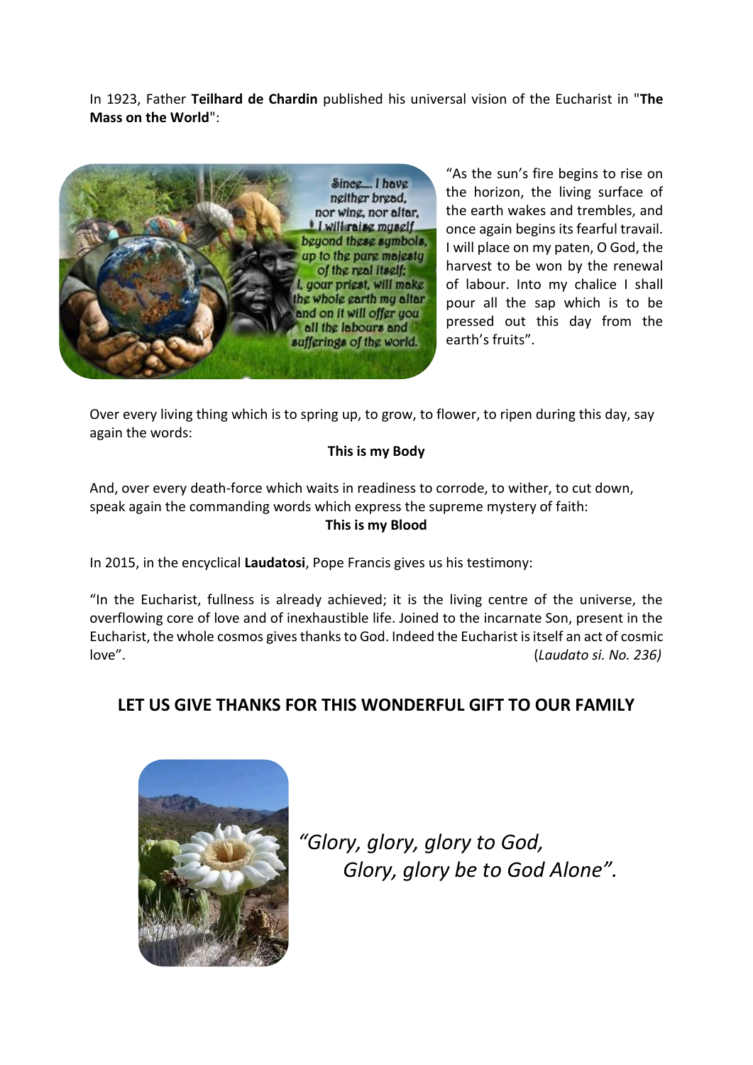In 1923, Father **Teilhard de Chardin** published his universal vision of the Eucharist in "**The Mass on the World**":

"As the sun's fire begins to rise on the horizon, the living surface of the earth wakes and trembles, and once again begins its fearful travail. I will place on my paten, O God, the harvest to be won by the renewal of labour. Into my chalice I shall pour all the sap which is to be pressed out this day from the earth's fruits".

Over every living thing which is to spring up, to grow, to flower, to ripen during this day, say again the words:

**This is my Body**

And, over every death-force which waits in readiness to corrode, to wither, to cut down, speak again the commanding words which express the supreme mystery of faith:

**This is my Blood**

In 2015, in the encyclical **Laudatosi**, Pope Francis gives us his testimony:

"In the Eucharist, fullness is already achieved; it is the living centre of the universe, the overflowing core of love and of inexhaustible life. Joined to the incarnate Son, present in the Eucharist, the whole cosmos gives thanks to God. Indeed the Eucharist is itself an act of cosmic love". (*Laudato si. No. 236)*

## LET US GIVE THANKS FOR THIS WONDERFUL GIFT TO OUR FAMILY

*"Glory, glory, glory to God,*
*Glory, glory be to God Alone".*